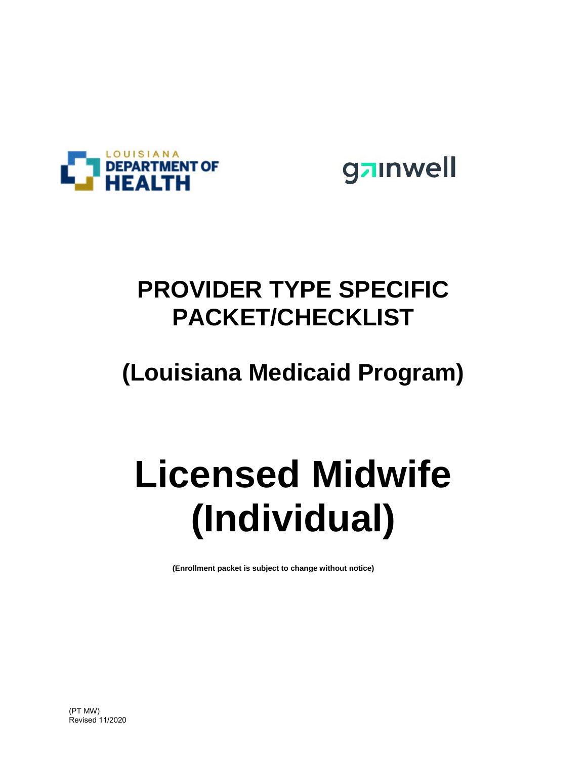LOUISIANA DEPARTMENT OF HEALTH

gainwell

# PROVIDER TYPE SPECIFIC PACKET/CHECKLIST

## (Louisiana Medicaid Program)

# Licensed Midwife (Individual)

**(Enrollment packet is subject to change without notice)**

(PT MW)
Revised 11/2020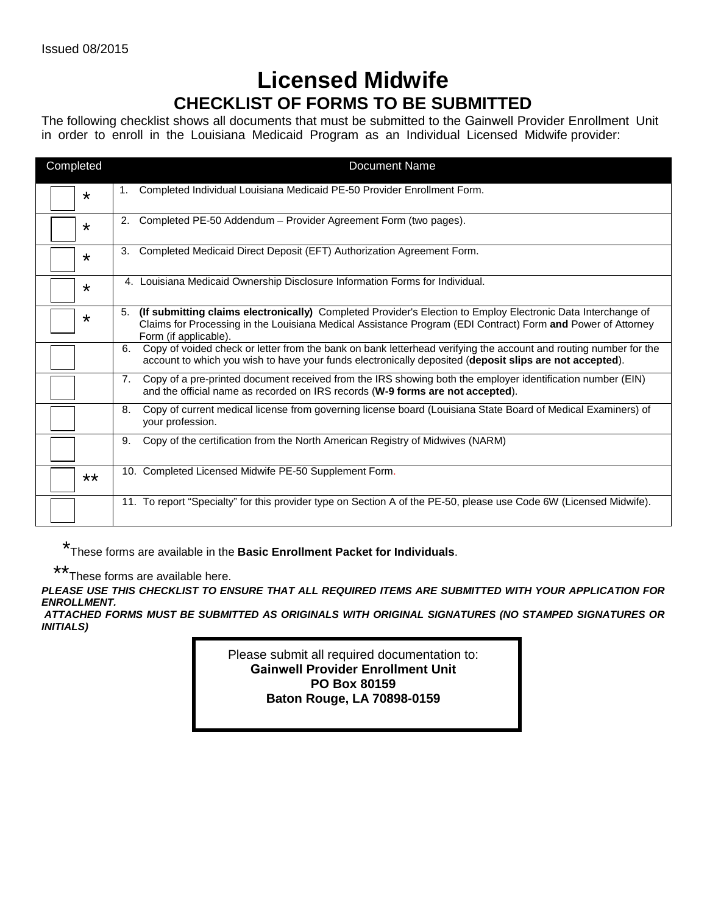Issued 08/2015

# Licensed Midwife

## CHECKLIST OF FORMS TO BE SUBMITTED

The following checklist shows all documents that must be submitted to the Gainwell Provider Enrollment Unit in order to enroll in the Louisiana Medicaid Program as an Individual Licensed Midwife provider:

| Completed | Document Name |
|---|---|
| ☐ * | 1. Completed Individual Louisiana Medicaid PE-50 Provider Enrollment Form. |
| ☐ * | 2. Completed PE-50 Addendum – Provider Agreement Form (two pages). |
| ☐ * | 3. Completed Medicaid Direct Deposit (EFT) Authorization Agreement Form. |
| ☐ * | 4. Louisiana Medicaid Ownership Disclosure Information Forms for Individual. |
| ☐ * | 5. **(If submitting claims electronically)** Completed Provider's Election to Employ Electronic Data Interchange of Claims for Processing in the Louisiana Medical Assistance Program (EDI Contract) Form **and** Power of Attorney Form (if applicable). |
| ☐ | 6. Copy of voided check or letter from the bank on bank letterhead verifying the account and routing number for the account to which you wish to have your funds electronically deposited (**deposit slips are not accepted**). |
| ☐ | 7. Copy of a pre-printed document received from the IRS showing both the employer identification number (EIN) and the official name as recorded on IRS records (**W-9 forms are not accepted**). |
| ☐ | 8. Copy of current medical license from governing license board (Louisiana State Board of Medical Examiners) of your profession. |
| ☐ | 9. Copy of the certification from the North American Registry of Midwives (NARM) |
| ☐ ** | 10. Completed Licensed Midwife PE-50 Supplement Form. |
| ☐ | 11. To report "Specialty" for this provider type on Section A of the PE-50, please use Code 6W (Licensed Midwife). |

*These forms are available in the **Basic Enrollment Packet for Individuals**.

**These forms are available here.

***PLEASE USE THIS CHECKLIST TO ENSURE THAT ALL REQUIRED ITEMS ARE SUBMITTED WITH YOUR APPLICATION FOR ENROLLMENT.***

***ATTACHED FORMS MUST BE SUBMITTED AS ORIGINALS WITH ORIGINAL SIGNATURES (NO STAMPED SIGNATURES OR INITIALS)***

Please submit all required documentation to:
**Gainwell Provider Enrollment Unit**
**PO Box 80159**
**Baton Rouge, LA 70898-0159**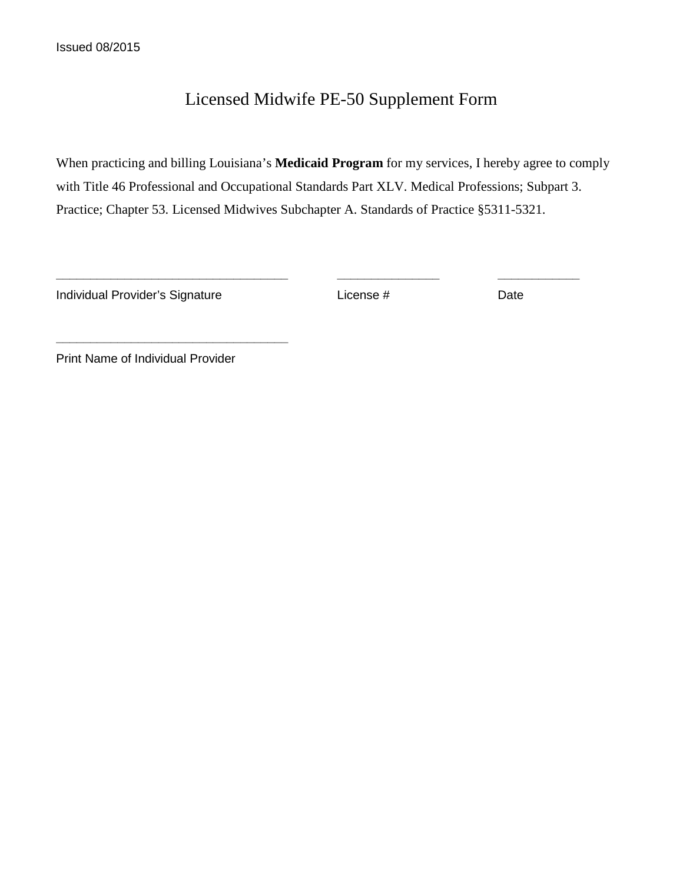Issued 08/2015

# Licensed Midwife PE-50 Supplement Form

When practicing and billing Louisiana's **Medicaid Program** for my services, I hereby agree to comply with Title 46 Professional and Occupational Standards Part XLV. Medical Professions; Subpart 3. Practice; Chapter 53. Licensed Midwives Subchapter A. Standards of Practice §5311-5321.

| | | |
|---|---|---|
| ___________________________________ | _______________ | ____________ |
| Individual Provider's Signature | License # | Date |

___________________________________

Print Name of Individual Provider